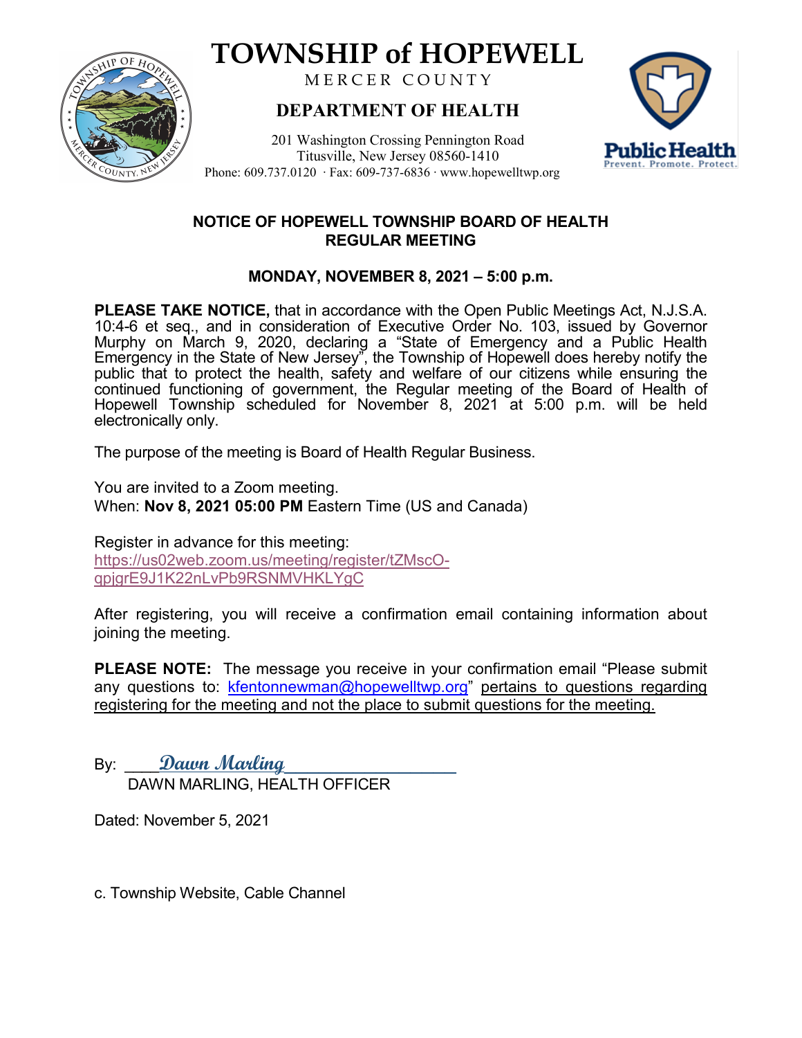# TOWNSHIP of HOPEWELL

MERCER COUNTY

## DEPARTMENT OF HEALTH

201 Washington Crossing Pennington Road
Titusville, New Jersey 08560-1410
Phone: 609.737.0120 · Fax: 609-737-6836 · www.hopewelltwp.org

Public Health
Prevent. Promote. Protect.

### NOTICE OF HOPEWELL TOWNSHIP BOARD OF HEALTH REGULAR MEETING

**MONDAY, NOVEMBER 8, 2021 – 5:00 p.m.**

**PLEASE TAKE NOTICE,** that in accordance with the Open Public Meetings Act, N.J.S.A. 10:4-6 et seq., and in consideration of Executive Order No. 103, issued by Governor Murphy on March 9, 2020, declaring a "State of Emergency and a Public Health Emergency in the State of New Jersey", the Township of Hopewell does hereby notify the public that to protect the health, safety and welfare of our citizens while ensuring the continued functioning of government, the Regular meeting of the Board of Health of Hopewell Township scheduled for November 8, 2021 at 5:00 p.m. will be held electronically only.

The purpose of the meeting is Board of Health Regular Business.

You are invited to a Zoom meeting.
When: **Nov 8, 2021 05:00 PM** Eastern Time (US and Canada)

Register in advance for this meeting:
https://us02web.zoom.us/meeting/register/tZMscO-qpjgrE9J1K22nLvPb9RSNMVHKLYgC

After registering, you will receive a confirmation email containing information about joining the meeting.

**PLEASE NOTE:** The message you receive in your confirmation email "Please submit any questions to: kfentonnewman@hopewelltwp.org" pertains to questions regarding registering for the meeting and not the place to submit questions for the meeting.

By: ____*Dawn Marling*____________________
DAWN MARLING, HEALTH OFFICER

Dated: November 5, 2021

c. Township Website, Cable Channel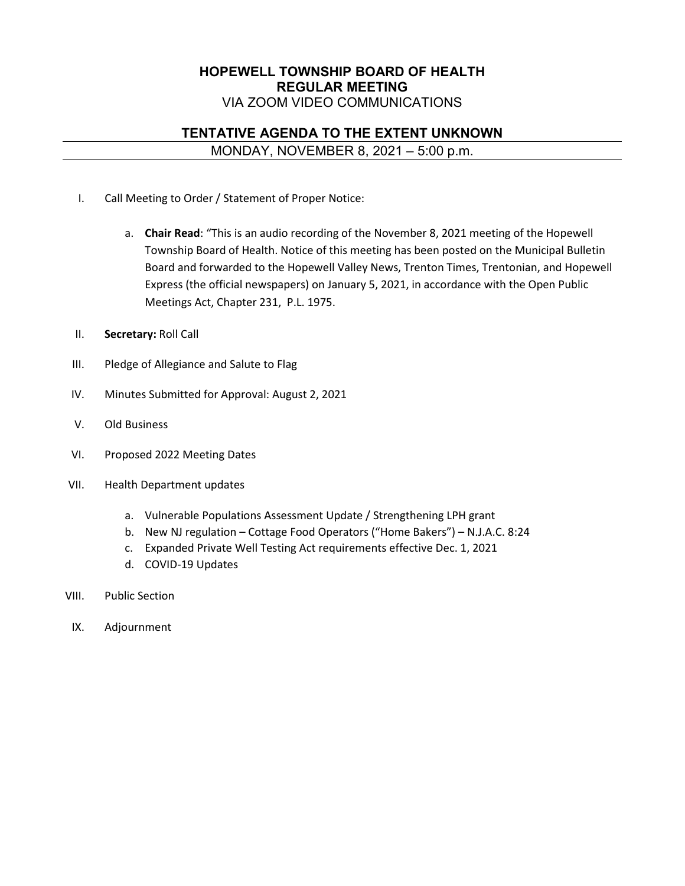# HOPEWELL TOWNSHIP BOARD OF HEALTH
## REGULAR MEETING
VIA ZOOM VIDEO COMMUNICATIONS

## TENTATIVE AGENDA TO THE EXTENT UNKNOWN
MONDAY, NOVEMBER 8, 2021 – 5:00 p.m.

I. Call Meeting to Order / Statement of Proper Notice:

   a. **Chair Read**: "This is an audio recording of the November 8, 2021 meeting of the Hopewell Township Board of Health. Notice of this meeting has been posted on the Municipal Bulletin Board and forwarded to the Hopewell Valley News, Trenton Times, Trentonian, and Hopewell Express (the official newspapers) on January 5, 2021, in accordance with the Open Public Meetings Act, Chapter 231, P.L. 1975.

II. **Secretary:** Roll Call

III. Pledge of Allegiance and Salute to Flag

IV. Minutes Submitted for Approval: August 2, 2021

V. Old Business

VI. Proposed 2022 Meeting Dates

VII. Health Department updates

   a. Vulnerable Populations Assessment Update / Strengthening LPH grant
   b. New NJ regulation – Cottage Food Operators ("Home Bakers") – N.J.A.C. 8:24
   c. Expanded Private Well Testing Act requirements effective Dec. 1, 2021
   d. COVID-19 Updates

VIII. Public Section

IX. Adjournment